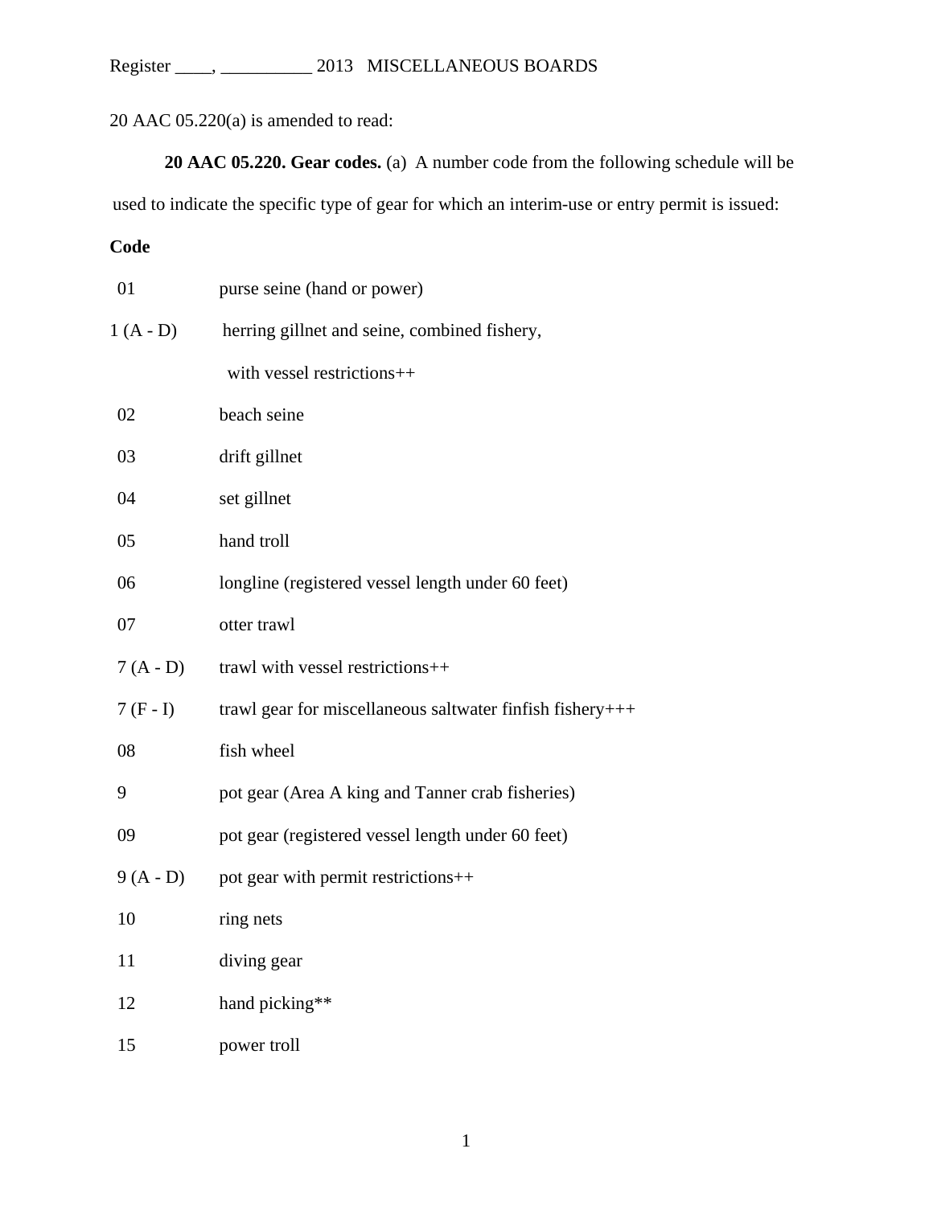20 AAC 05.220(a) is amended to read:

**20 AAC 05.220. Gear codes.** (a) A number code from the following schedule will be used to indicate the specific type of gear for which an interim-use or entry permit is issued:

| **Code** | |
|---|---|
| 01 | purse seine (hand or power) |
| 1 (A - D) | herring gillnet and seine, combined fishery, with vessel restrictions++ |
| 02 | beach seine |
| 03 | drift gillnet |
| 04 | set gillnet |
| 05 | hand troll |
| 06 | longline (registered vessel length under 60 feet) |
| 07 | otter trawl |
| 7 (A - D) | trawl with vessel restrictions++ |
| 7 (F - I) | trawl gear for miscellaneous saltwater finfish fishery+++ |
| 08 | fish wheel |
| 9 | pot gear (Area A king and Tanner crab fisheries) |
| 09 | pot gear (registered vessel length under 60 feet) |
| 9 (A - D) | pot gear with permit restrictions++ |
| 10 | ring nets |
| 11 | diving gear |
| 12 | hand picking** |
| 15 | power troll |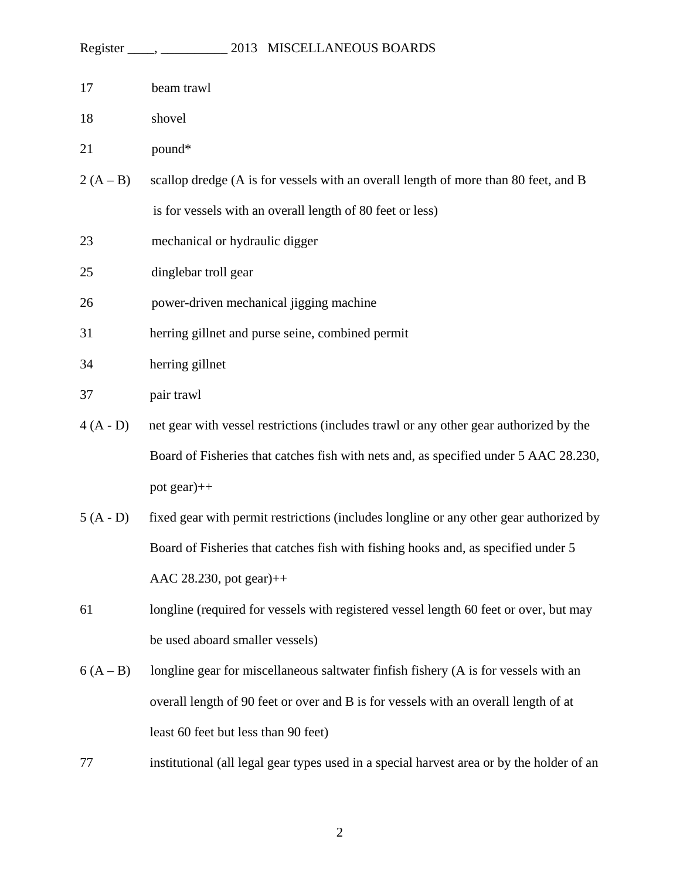17 beam trawl

18 shovel

21 pound*

2 (A – B) scallop dredge (A is for vessels with an overall length of more than 80 feet, and B is for vessels with an overall length of 80 feet or less)

23 mechanical or hydraulic digger

25 dinglebar troll gear

26 power-driven mechanical jigging machine

31 herring gillnet and purse seine, combined permit

34 herring gillnet

37 pair trawl

4 (A - D) net gear with vessel restrictions (includes trawl or any other gear authorized by the Board of Fisheries that catches fish with nets and, as specified under 5 AAC 28.230, pot gear)++

5 (A - D) fixed gear with permit restrictions (includes longline or any other gear authorized by Board of Fisheries that catches fish with fishing hooks and, as specified under 5 AAC 28.230, pot gear)++

61 longline (required for vessels with registered vessel length 60 feet or over, but may be used aboard smaller vessels)

6 (A – B) longline gear for miscellaneous saltwater finfish fishery (A is for vessels with an overall length of 90 feet or over and B is for vessels with an overall length of at least 60 feet but less than 90 feet)

77 institutional (all legal gear types used in a special harvest area or by the holder of an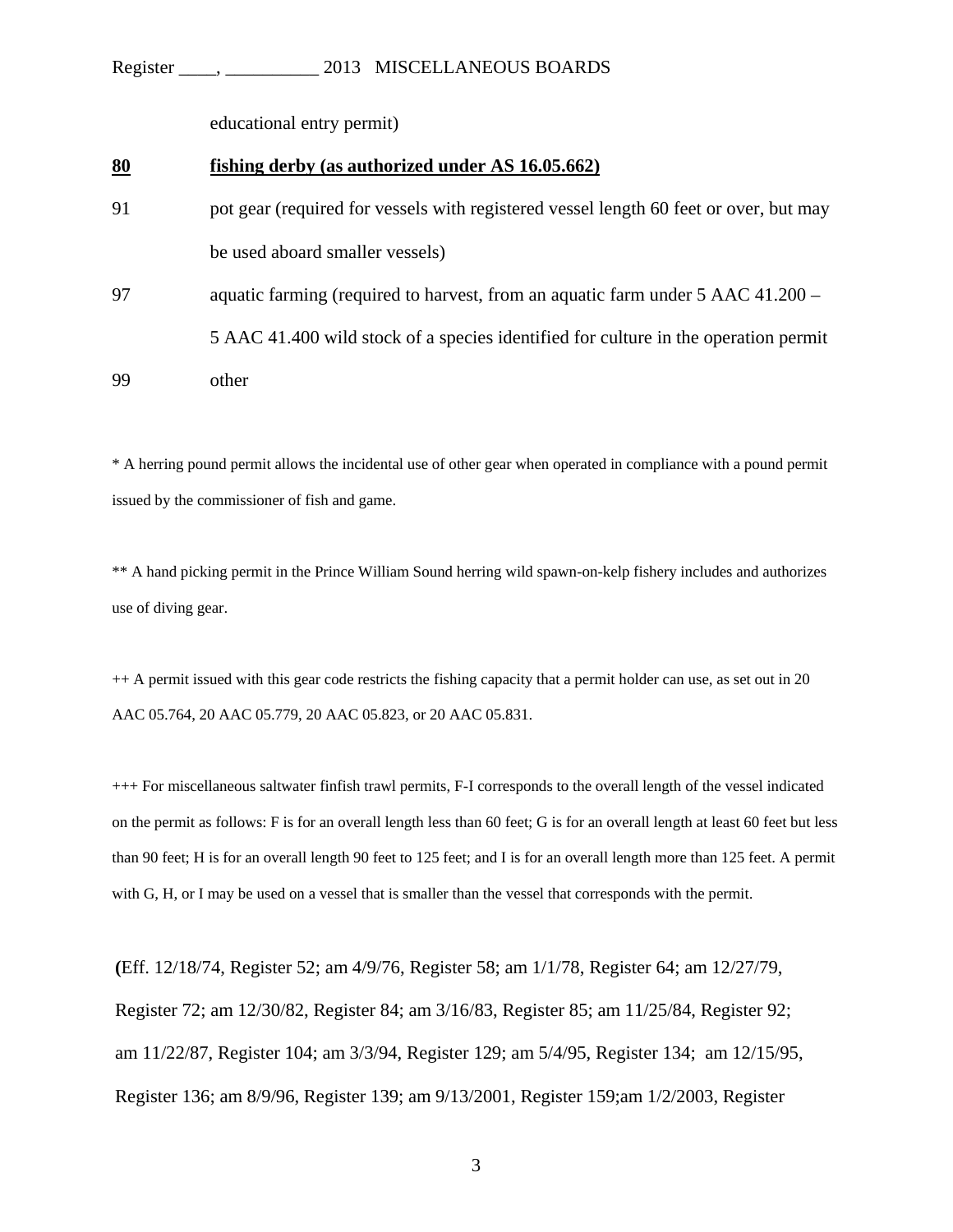educational entry permit)

| | |
|---|---|
| **<u>80</u>** | **<u>fishing derby (as authorized under AS 16.05.662)</u>** |
| 91 | pot gear (required for vessels with registered vessel length 60 feet or over, but may be used aboard smaller vessels) |
| 97 | aquatic farming (required to harvest, from an aquatic farm under 5 AAC 41.200 – 5 AAC 41.400 wild stock of a species identified for culture in the operation permit |
| 99 | other |

* A herring pound permit allows the incidental use of other gear when operated in compliance with a pound permit issued by the commissioner of fish and game.

** A hand picking permit in the Prince William Sound herring wild spawn-on-kelp fishery includes and authorizes use of diving gear.

++ A permit issued with this gear code restricts the fishing capacity that a permit holder can use, as set out in 20 AAC 05.764, 20 AAC 05.779, 20 AAC 05.823, or 20 AAC 05.831.

+++ For miscellaneous saltwater finfish trawl permits, F-I corresponds to the overall length of the vessel indicated on the permit as follows: F is for an overall length less than 60 feet; G is for an overall length at least 60 feet but less than 90 feet; H is for an overall length 90 feet to 125 feet; and I is for an overall length more than 125 feet. A permit with G, H, or I may be used on a vessel that is smaller than the vessel that corresponds with the permit.

(Eff. 12/18/74, Register 52; am 4/9/76, Register 58; am 1/1/78, Register 64; am 12/27/79, Register 72; am 12/30/82, Register 84; am 3/16/83, Register 85; am 11/25/84, Register 92; am 11/22/87, Register 104; am 3/3/94, Register 129; am 5/4/95, Register 134; am 12/15/95, Register 136; am 8/9/96, Register 139; am 9/13/2001, Register 159;am 1/2/2003, Register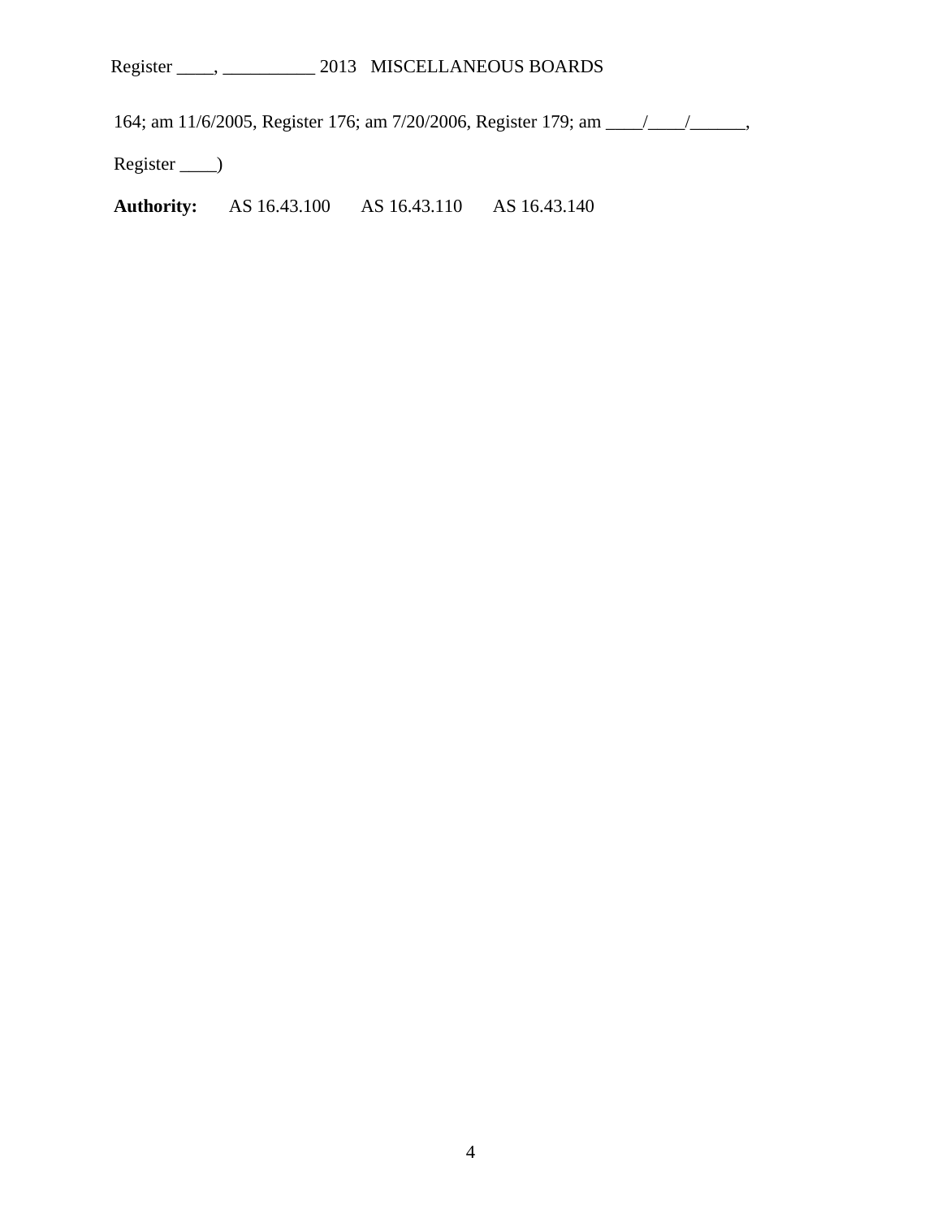164; am 11/6/2005, Register 176; am 7/20/2006, Register 179; am ____/____/______, Register ____)

**Authority:** AS 16.43.100 AS 16.43.110 AS 16.43.140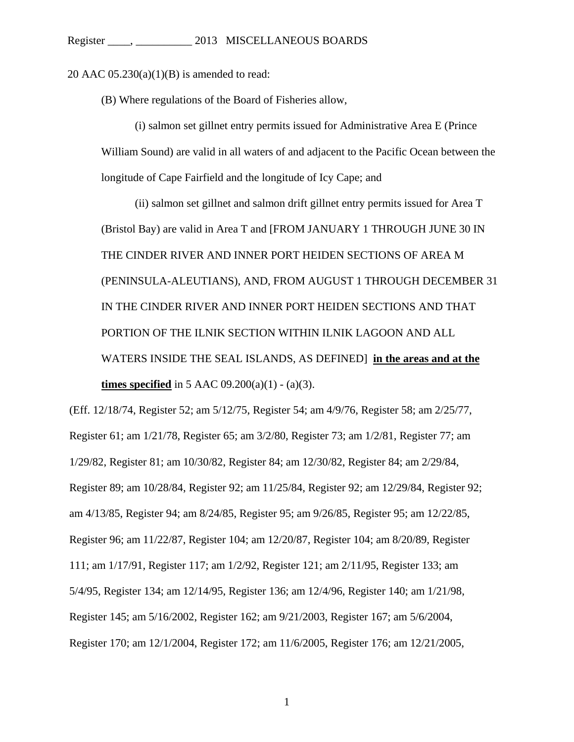20 AAC 05.230(a)(1)(B) is amended to read:

(B) Where regulations of the Board of Fisheries allow,

(i) salmon set gillnet entry permits issued for Administrative Area E (Prince William Sound) are valid in all waters of and adjacent to the Pacific Ocean between the longitude of Cape Fairfield and the longitude of Icy Cape; and

(ii) salmon set gillnet and salmon drift gillnet entry permits issued for Area T (Bristol Bay) are valid in Area T and [FROM JANUARY 1 THROUGH JUNE 30 IN THE CINDER RIVER AND INNER PORT HEIDEN SECTIONS OF AREA M (PENINSULA-ALEUTIANS), AND, FROM AUGUST 1 THROUGH DECEMBER 31 IN THE CINDER RIVER AND INNER PORT HEIDEN SECTIONS AND THAT PORTION OF THE ILNIK SECTION WITHIN ILNIK LAGOON AND ALL WATERS INSIDE THE SEAL ISLANDS, AS DEFINED] **<u>in the areas and at the times specified</u>** in 5 AAC 09.200(a)(1) - (a)(3).

(Eff. 12/18/74, Register 52; am 5/12/75, Register 54; am 4/9/76, Register 58; am 2/25/77, Register 61; am 1/21/78, Register 65; am 3/2/80, Register 73; am 1/2/81, Register 77; am 1/29/82, Register 81; am 10/30/82, Register 84; am 12/30/82, Register 84; am 2/29/84, Register 89; am 10/28/84, Register 92; am 11/25/84, Register 92; am 12/29/84, Register 92; am 4/13/85, Register 94; am 8/24/85, Register 95; am 9/26/85, Register 95; am 12/22/85, Register 96; am 11/22/87, Register 104; am 12/20/87, Register 104; am 8/20/89, Register 111; am 1/17/91, Register 117; am 1/2/92, Register 121; am 2/11/95, Register 133; am 5/4/95, Register 134; am 12/14/95, Register 136; am 12/4/96, Register 140; am 1/21/98, Register 145; am 5/16/2002, Register 162; am 9/21/2003, Register 167; am 5/6/2004, Register 170; am 12/1/2004, Register 172; am 11/6/2005, Register 176; am 12/21/2005,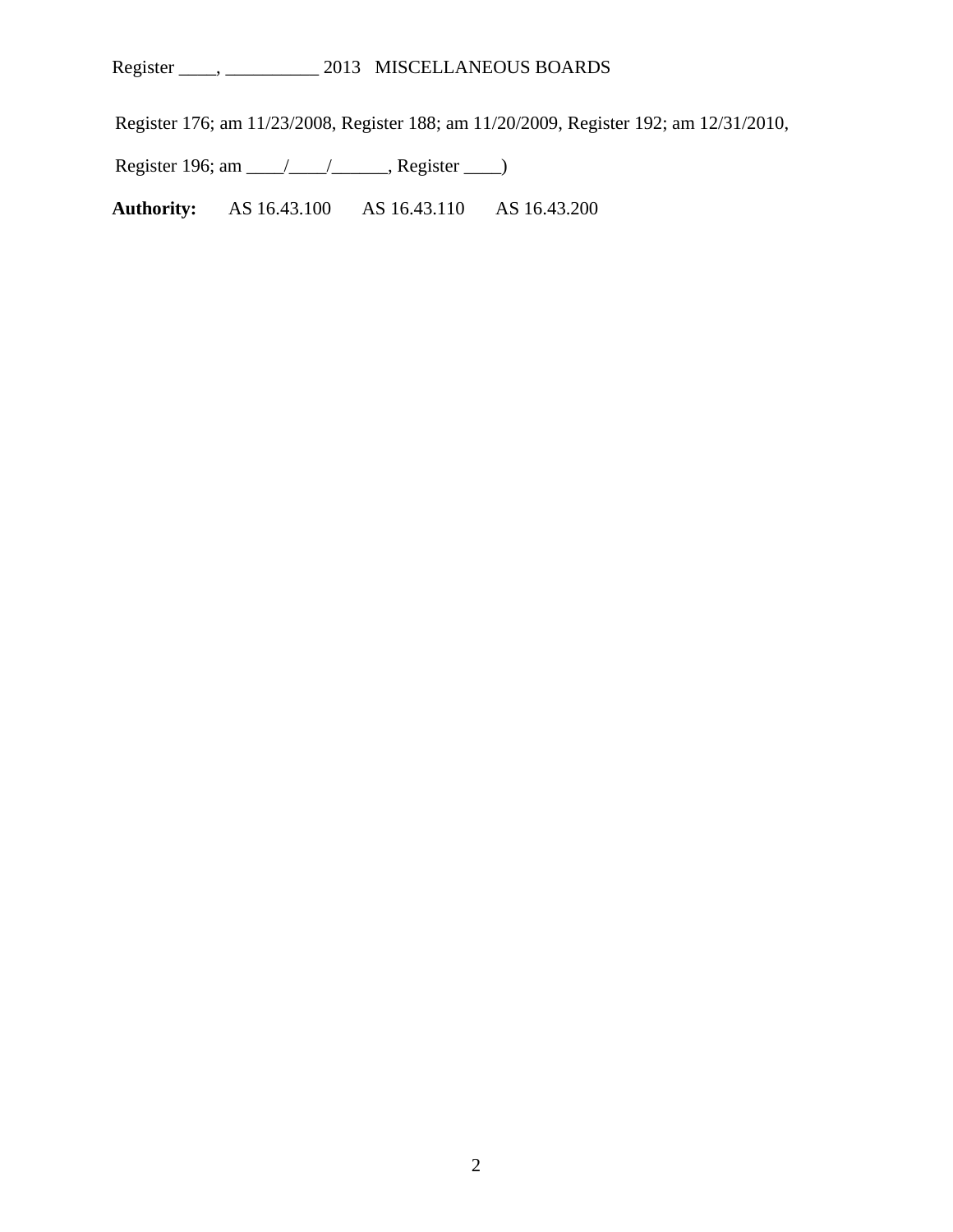Register 176; am 11/23/2008, Register 188; am 11/20/2009, Register 192; am 12/31/2010,

Register 196; am ____/____/______, Register ____)

**Authority:** AS 16.43.100 AS 16.43.110 AS 16.43.200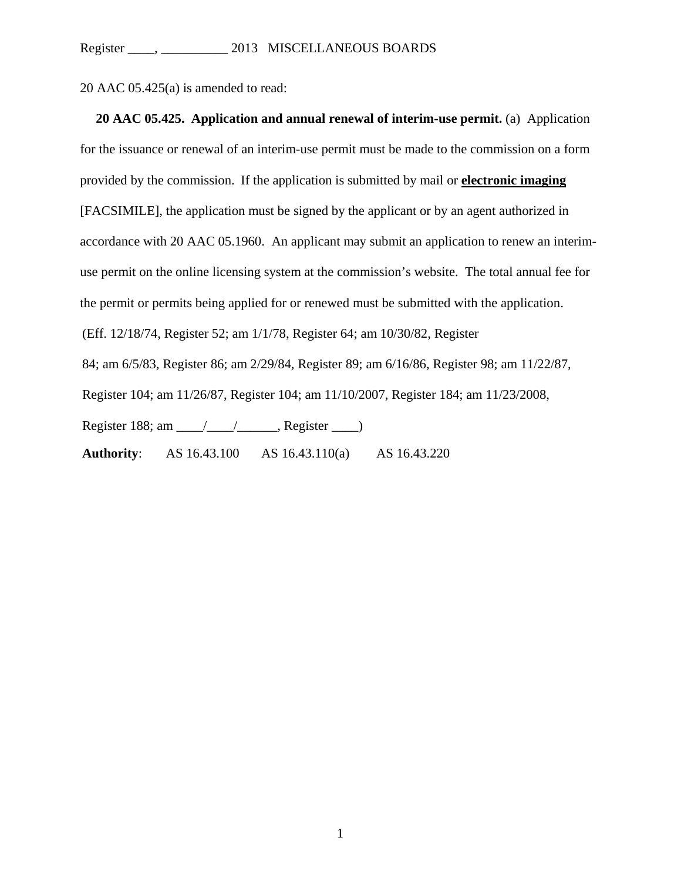20 AAC 05.425(a) is amended to read:

**20 AAC 05.425. Application and annual renewal of interim-use permit.** (a) Application for the issuance or renewal of an interim-use permit must be made to the commission on a form provided by the commission. If the application is submitted by mail or **electronic imaging** [FACSIMILE], the application must be signed by the applicant or by an agent authorized in accordance with 20 AAC 05.1960. An applicant may submit an application to renew an interim-use permit on the online licensing system at the commission's website. The total annual fee for the permit or permits being applied for or renewed must be submitted with the application.

(Eff. 12/18/74, Register 52; am 1/1/78, Register 64; am 10/30/82, Register 84; am 6/5/83, Register 86; am 2/29/84, Register 89; am 6/16/86, Register 98; am 11/22/87, Register 104; am 11/26/87, Register 104; am 11/10/2007, Register 184; am 11/23/2008, Register 188; am ____/____/______, Register ____)

**Authority**: AS 16.43.100 AS 16.43.110(a) AS 16.43.220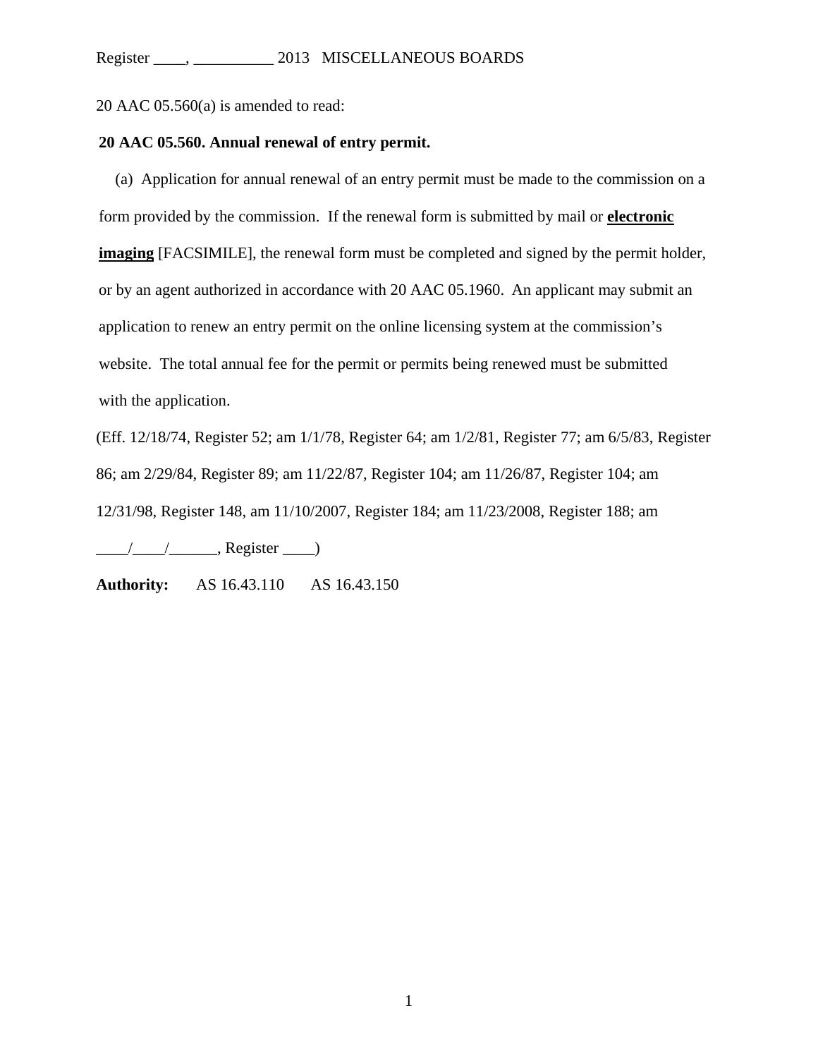20 AAC 05.560(a) is amended to read:

**20 AAC 05.560. Annual renewal of entry permit.**

(a) Application for annual renewal of an entry permit must be made to the commission on a form provided by the commission. If the renewal form is submitted by mail or **electronic imaging** [FACSIMILE], the renewal form must be completed and signed by the permit holder, or by an agent authorized in accordance with 20 AAC 05.1960. An applicant may submit an application to renew an entry permit on the online licensing system at the commission's website. The total annual fee for the permit or permits being renewed must be submitted with the application.

(Eff. 12/18/74, Register 52; am 1/1/78, Register 64; am 1/2/81, Register 77; am 6/5/83, Register 86; am 2/29/84, Register 89; am 11/22/87, Register 104; am 11/26/87, Register 104; am 12/31/98, Register 148, am 11/10/2007, Register 184; am 11/23/2008, Register 188; am ____/____/______, Register ____)

**Authority:** AS 16.43.110 AS 16.43.150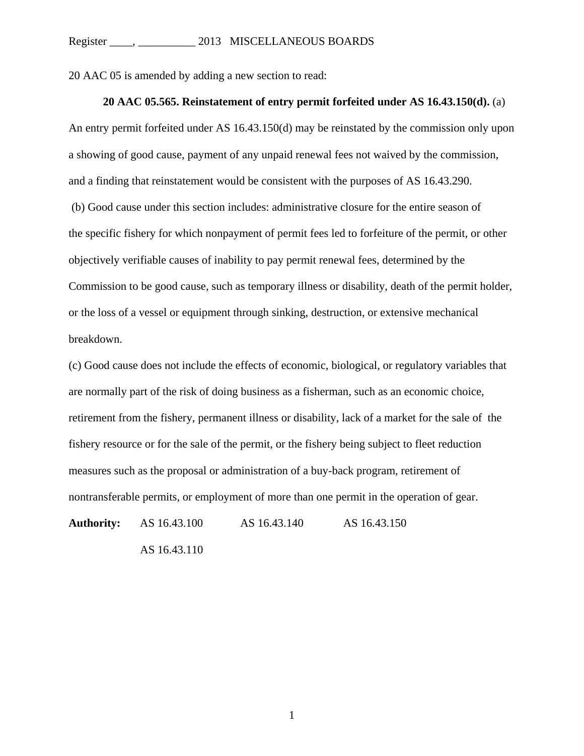20 AAC 05 is amended by adding a new section to read:

**20 AAC 05.565. Reinstatement of entry permit forfeited under AS 16.43.150(d).** (a) An entry permit forfeited under AS 16.43.150(d) may be reinstated by the commission only upon a showing of good cause, payment of any unpaid renewal fees not waived by the commission, and a finding that reinstatement would be consistent with the purposes of AS 16.43.290.

(b) Good cause under this section includes: administrative closure for the entire season of the specific fishery for which nonpayment of permit fees led to forfeiture of the permit, or other objectively verifiable causes of inability to pay permit renewal fees, determined by the Commission to be good cause, such as temporary illness or disability, death of the permit holder, or the loss of a vessel or equipment through sinking, destruction, or extensive mechanical breakdown.

(c) Good cause does not include the effects of economic, biological, or regulatory variables that are normally part of the risk of doing business as a fisherman, such as an economic choice, retirement from the fishery, permanent illness or disability, lack of a market for the sale of the fishery resource or for the sale of the permit, or the fishery being subject to fleet reduction measures such as the proposal or administration of a buy-back program, retirement of nontransferable permits, or employment of more than one permit in the operation of gear.

**Authority:** AS 16.43.100 AS 16.43.140 AS 16.43.150
AS 16.43.110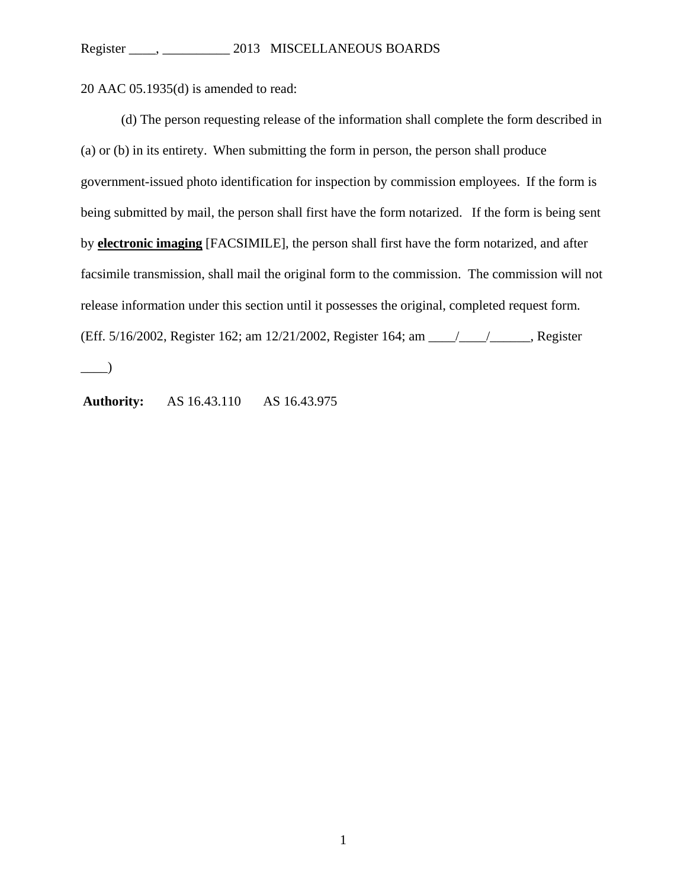20 AAC 05.1935(d) is amended to read:

(d) The person requesting release of the information shall complete the form described in (a) or (b) in its entirety. When submitting the form in person, the person shall produce government-issued photo identification for inspection by commission employees. If the form is being submitted by mail, the person shall first have the form notarized. If the form is being sent by **electronic imaging** [FACSIMILE], the person shall first have the form notarized, and after facsimile transmission, shall mail the original form to the commission. The commission will not release information under this section until it possesses the original, completed request form. (Eff. 5/16/2002, Register 162; am 12/21/2002, Register 164; am ____/____/______, Register ____)

**Authority:** AS 16.43.110 AS 16.43.975